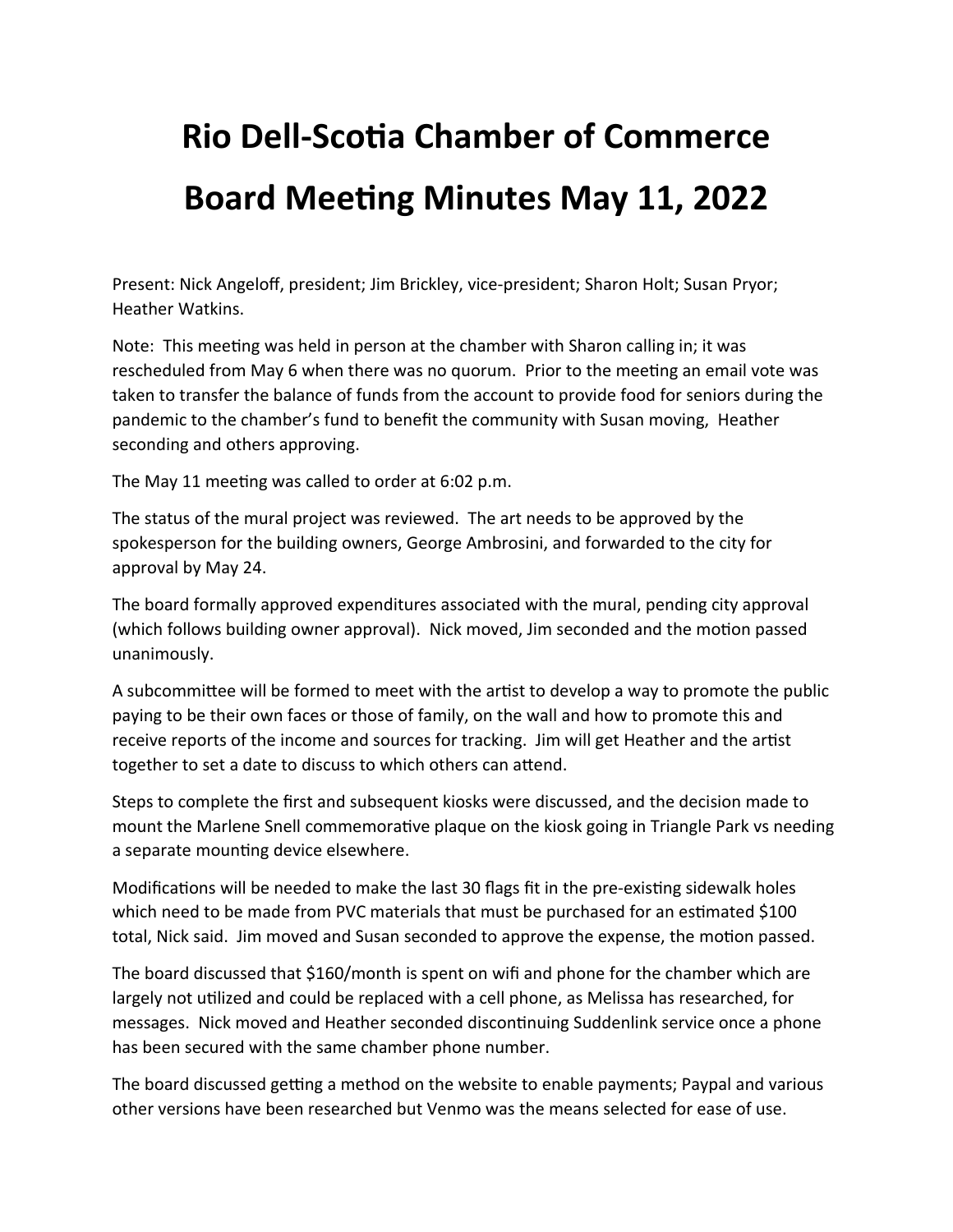# Rio Dell-Scotia Chamber of Commerce
# Board Meeting Minutes May 11, 2022

Present: Nick Angeloff, president; Jim Brickley, vice-president; Sharon Holt; Susan Pryor; Heather Watkins.

Note: This meeting was held in person at the chamber with Sharon calling in; it was rescheduled from May 6 when there was no quorum. Prior to the meeting an email vote was taken to transfer the balance of funds from the account to provide food for seniors during the pandemic to the chamber's fund to benefit the community with Susan moving, Heather seconding and others approving.

The May 11 meeting was called to order at 6:02 p.m.

The status of the mural project was reviewed. The art needs to be approved by the spokesperson for the building owners, George Ambrosini, and forwarded to the city for approval by May 24.

The board formally approved expenditures associated with the mural, pending city approval (which follows building owner approval). Nick moved, Jim seconded and the motion passed unanimously.

A subcommittee will be formed to meet with the artist to develop a way to promote the public paying to be their own faces or those of family, on the wall and how to promote this and receive reports of the income and sources for tracking. Jim will get Heather and the artist together to set a date to discuss to which others can attend.

Steps to complete the first and subsequent kiosks were discussed, and the decision made to mount the Marlene Snell commemorative plaque on the kiosk going in Triangle Park vs needing a separate mounting device elsewhere.

Modifications will be needed to make the last 30 flags fit in the pre-existing sidewalk holes which need to be made from PVC materials that must be purchased for an estimated $100 total, Nick said. Jim moved and Susan seconded to approve the expense, the motion passed.

The board discussed that $160/month is spent on wifi and phone for the chamber which are largely not utilized and could be replaced with a cell phone, as Melissa has researched, for messages. Nick moved and Heather seconded discontinuing Suddenlink service once a phone has been secured with the same chamber phone number.

The board discussed getting a method on the website to enable payments; Paypal and various other versions have been researched but Venmo was the means selected for ease of use.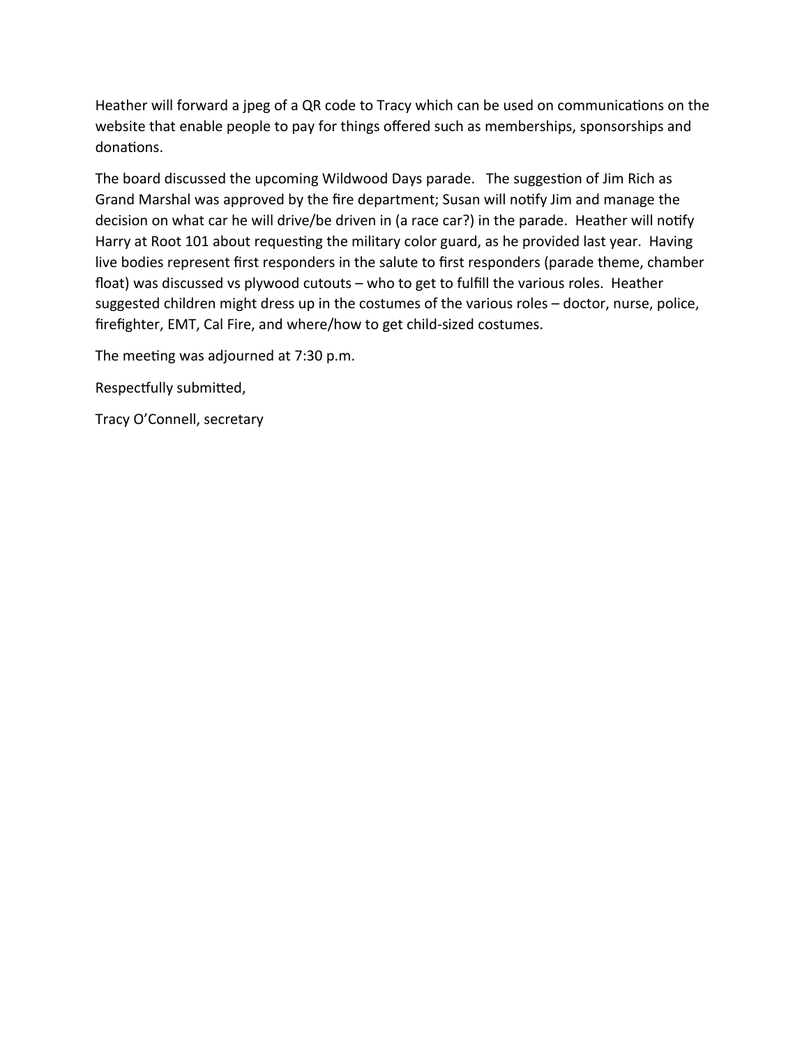Heather will forward a jpeg of a QR code to Tracy which can be used on communications on the website that enable people to pay for things offered such as memberships, sponsorships and donations.

The board discussed the upcoming Wildwood Days parade. The suggestion of Jim Rich as Grand Marshal was approved by the fire department; Susan will notify Jim and manage the decision on what car he will drive/be driven in (a race car?) in the parade. Heather will notify Harry at Root 101 about requesting the military color guard, as he provided last year. Having live bodies represent first responders in the salute to first responders (parade theme, chamber float) was discussed vs plywood cutouts – who to get to fulfill the various roles. Heather suggested children might dress up in the costumes of the various roles – doctor, nurse, police, firefighter, EMT, Cal Fire, and where/how to get child-sized costumes.

The meeting was adjourned at 7:30 p.m.

Respectfully submitted,

Tracy O'Connell, secretary